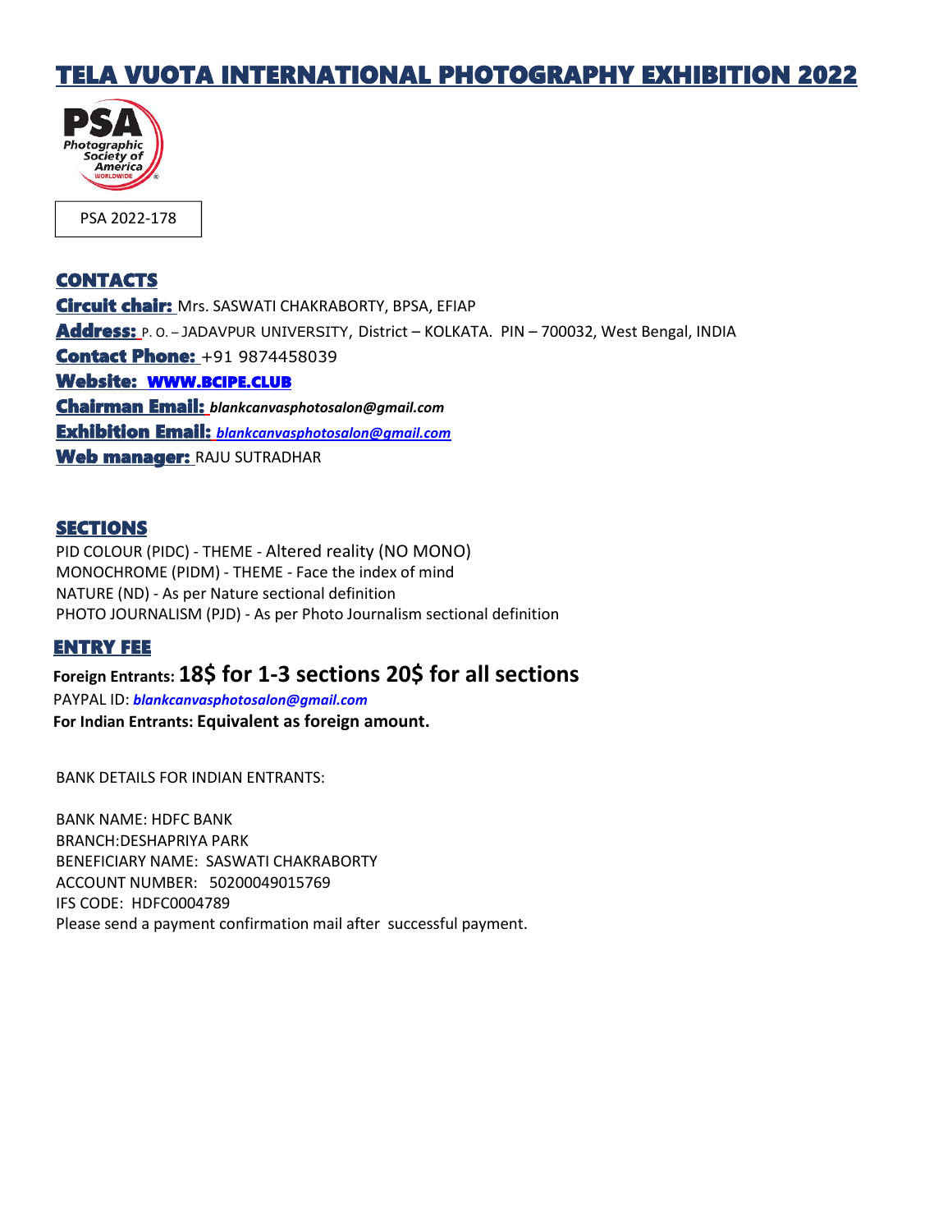# TELA VUOTA INTERNATIONAL PHOTOGRAPHY EXHIBITION 2022

PSA 2022-178

## CONTACTS

**Circuit chair:** Mrs. SASWATI CHAKRABORTY, BPSA, EFIAP

**Address:** P. O. – JADAVPUR UNIVERSITY, District – KOLKATA. PIN – 700032, West Bengal, INDIA

**Contact Phone:** +91 9874458039

**Website:** [WWW.BCIPE.CLUB](http://WWW.BCIPE.CLUB)

**Chairman Email:** ***blankcanvasphotosalon@gmail.com***

**Exhibition Email:** ***blankcanvasphotosalon@gmail.com***

**Web manager:** RAJU SUTRADHAR

## SECTIONS

PID COLOUR (PIDC) - THEME - Altered reality (NO MONO)
MONOCHROME (PIDM) - THEME - Face the index of mind
NATURE (ND) - As per Nature sectional definition
PHOTO JOURNALISM (PJD) - As per Photo Journalism sectional definition

## ENTRY FEE

**Foreign Entrants: 18$ for 1-3 sections 20$ for all sections**

PAYPAL ID: ***blankcanvasphotosalon@gmail.com***

**For Indian Entrants: Equivalent as foreign amount.**

BANK DETAILS FOR INDIAN ENTRANTS:

BANK NAME: HDFC BANK
BRANCH:DESHAPRIYA PARK
BENEFICIARY NAME: SASWATI CHAKRABORTY
ACCOUNT NUMBER: 50200049015769
IFS CODE: HDFC0004789
Please send a payment confirmation mail after successful payment.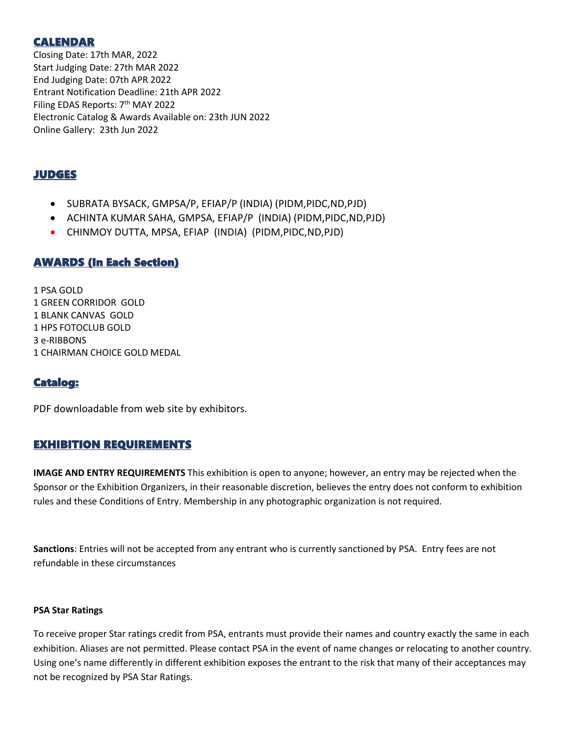## CALENDAR

Closing Date: 17th MAR, 2022
Start Judging Date: 27th MAR 2022
End Judging Date: 07th APR 2022
Entrant Notification Deadline: 21th APR 2022
Filing EDAS Reports: 7th MAY 2022
Electronic Catalog & Awards Available on: 23th JUN 2022
Online Gallery: 23th Jun 2022

## JUDGES

- SUBRATA BYSACK, GMPSA/P, EFIAP/P (INDIA) (PIDM,PIDC,ND,PJD)
- ACHINTA KUMAR SAHA, GMPSA, EFIAP/P (INDIA) (PIDM,PIDC,ND,PJD)
- CHINMOY DUTTA, MPSA, EFIAP (INDIA) (PIDM,PIDC,ND,PJD)

## AWARDS (In Each Section)

1 PSA GOLD
1 GREEN CORRIDOR GOLD
1 BLANK CANVAS GOLD
1 HPS FOTOCLUB GOLD
3 e-RIBBONS
1 CHAIRMAN CHOICE GOLD MEDAL

## Catalog:

PDF downloadable from web site by exhibitors.

## EXHIBITION REQUIREMENTS

**IMAGE AND ENTRY REQUIREMENTS** This exhibition is open to anyone; however, an entry may be rejected when the Sponsor or the Exhibition Organizers, in their reasonable discretion, believes the entry does not conform to exhibition rules and these Conditions of Entry. Membership in any photographic organization is not required.

**Sanctions**: Entries will not be accepted from any entrant who is currently sanctioned by PSA. Entry fees are not refundable in these circumstances

**PSA Star Ratings**

To receive proper Star ratings credit from PSA, entrants must provide their names and country exactly the same in each exhibition. Aliases are not permitted. Please contact PSA in the event of name changes or relocating to another country. Using one's name differently in different exhibition exposes the entrant to the risk that many of their acceptances may not be recognized by PSA Star Ratings.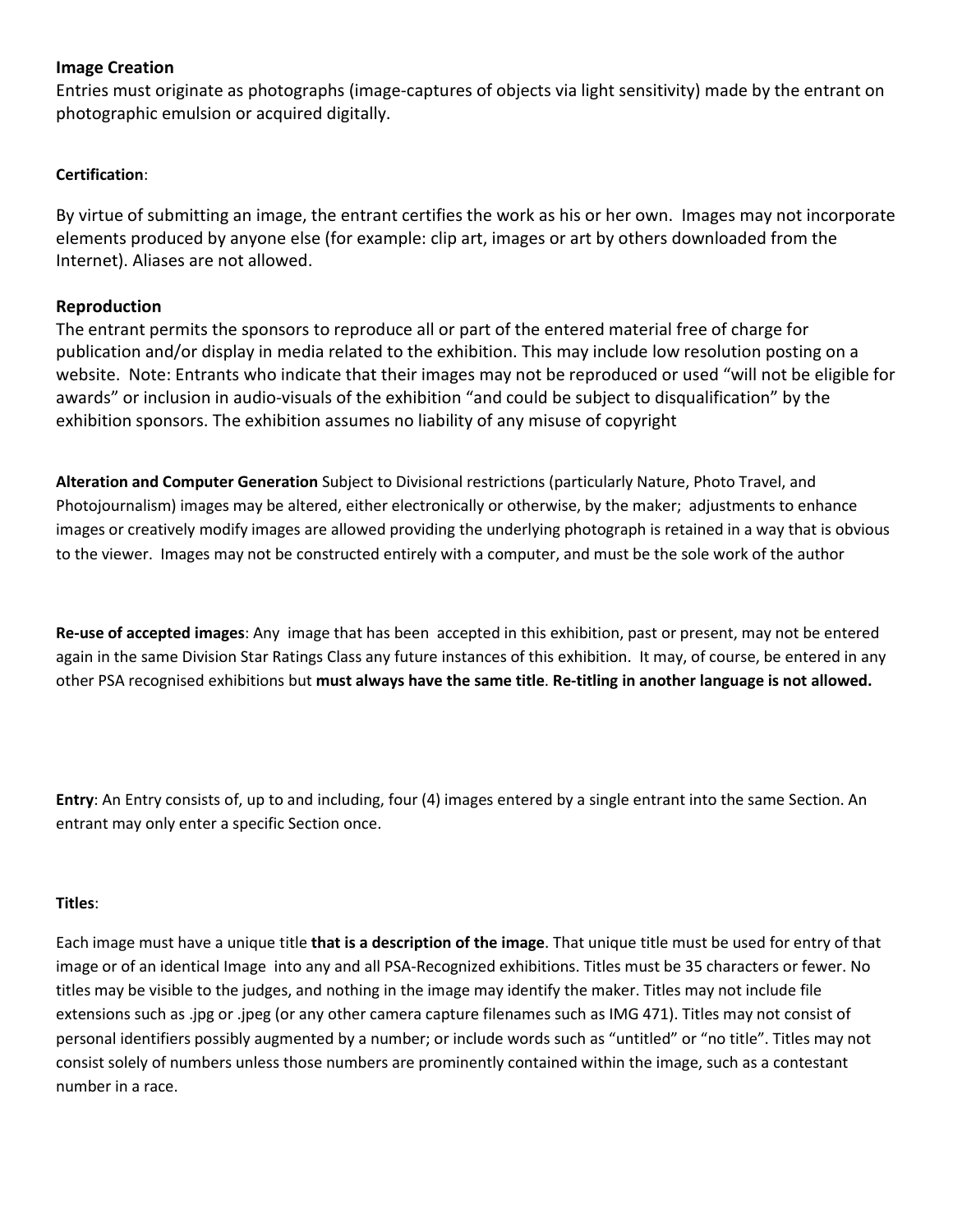**Image Creation**

Entries must originate as photographs (image-captures of objects via light sensitivity) made by the entrant on photographic emulsion or acquired digitally.

**Certification**:

By virtue of submitting an image, the entrant certifies the work as his or her own. Images may not incorporate elements produced by anyone else (for example: clip art, images or art by others downloaded from the Internet). Aliases are not allowed.

**Reproduction**

The entrant permits the sponsors to reproduce all or part of the entered material free of charge for publication and/or display in media related to the exhibition. This may include low resolution posting on a website. Note: Entrants who indicate that their images may not be reproduced or used "will not be eligible for awards" or inclusion in audio-visuals of the exhibition "and could be subject to disqualification" by the exhibition sponsors. The exhibition assumes no liability of any misuse of copyright

**Alteration and Computer Generation** Subject to Divisional restrictions (particularly Nature, Photo Travel, and Photojournalism) images may be altered, either electronically or otherwise, by the maker; adjustments to enhance images or creatively modify images are allowed providing the underlying photograph is retained in a way that is obvious to the viewer. Images may not be constructed entirely with a computer, and must be the sole work of the author

**Re-use of accepted images**: Any image that has been accepted in this exhibition, past or present, may not be entered again in the same Division Star Ratings Class any future instances of this exhibition. It may, of course, be entered in any other PSA recognised exhibitions but **must always have the same title**. **Re-titling in another language is not allowed.**

**Entry**: An Entry consists of, up to and including, four (4) images entered by a single entrant into the same Section. An entrant may only enter a specific Section once.

**Titles**:

Each image must have a unique title **that is a description of the image**. That unique title must be used for entry of that image or of an identical Image into any and all PSA-Recognized exhibitions. Titles must be 35 characters or fewer. No titles may be visible to the judges, and nothing in the image may identify the maker. Titles may not include file extensions such as .jpg or .jpeg (or any other camera capture filenames such as IMG 471). Titles may not consist of personal identifiers possibly augmented by a number; or include words such as "untitled" or "no title". Titles may not consist solely of numbers unless those numbers are prominently contained within the image, such as a contestant number in a race.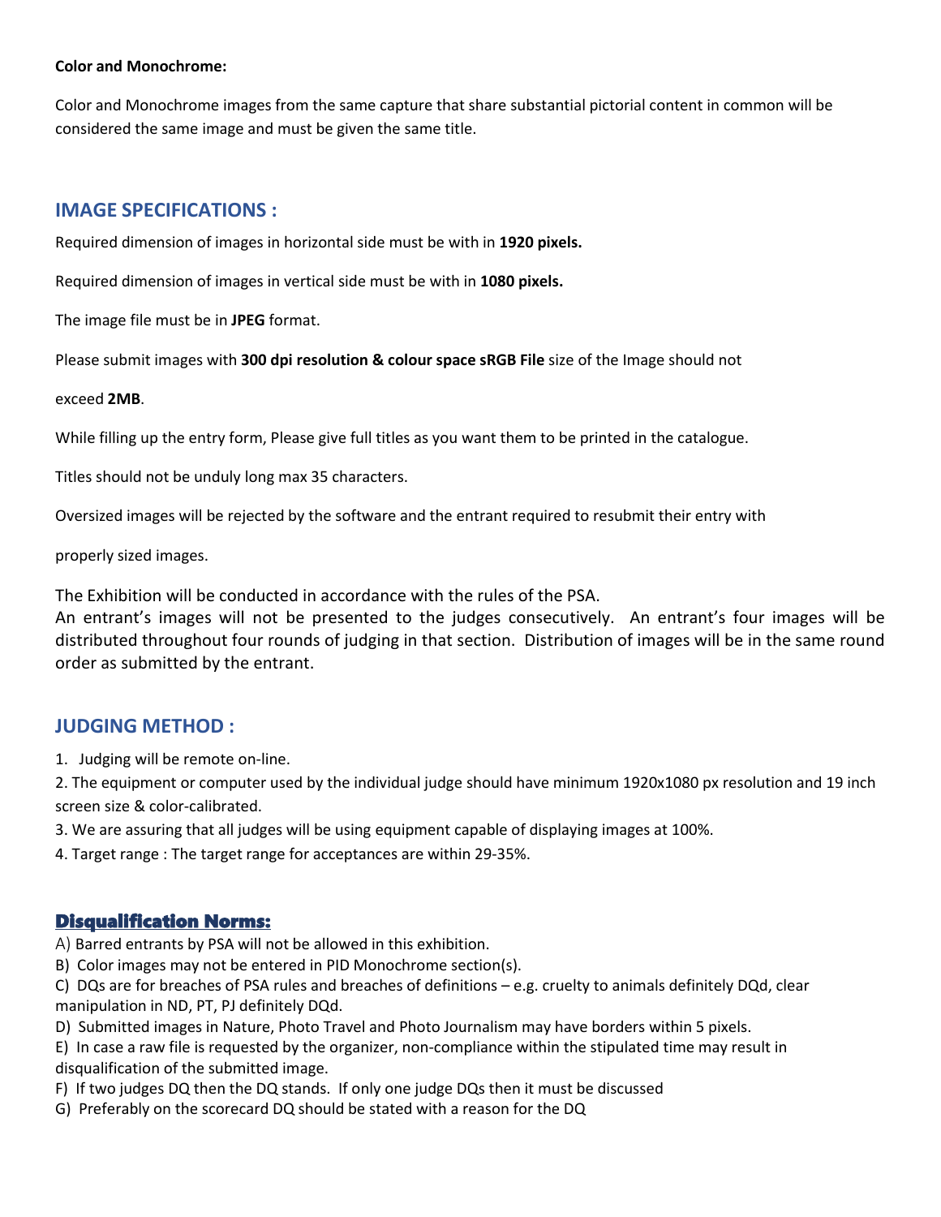**Color and Monochrome:**

Color and Monochrome images from the same capture that share substantial pictorial content in common will be considered the same image and must be given the same title.

## IMAGE SPECIFICATIONS :

Required dimension of images in horizontal side must be with in **1920 pixels.**

Required dimension of images in vertical side must be with in **1080 pixels.**

The image file must be in **JPEG** format.

Please submit images with **300 dpi resolution & colour space sRGB File** size of the Image should not exceed **2MB**.

While filling up the entry form, Please give full titles as you want them to be printed in the catalogue.

Titles should not be unduly long max 35 characters.

Oversized images will be rejected by the software and the entrant required to resubmit their entry with properly sized images.

The Exhibition will be conducted in accordance with the rules of the PSA.
An entrant's images will not be presented to the judges consecutively. An entrant's four images will be distributed throughout four rounds of judging in that section. Distribution of images will be in the same round order as submitted by the entrant.

## JUDGING METHOD :

1. Judging will be remote on-line.
2. The equipment or computer used by the individual judge should have minimum 1920x1080 px resolution and 19 inch screen size & color-calibrated.
3. We are assuring that all judges will be using equipment capable of displaying images at 100%.
4. Target range : The target range for acceptances are within 29-35%.

## Disqualification Norms:

A) Barred entrants by PSA will not be allowed in this exhibition.
B) Color images may not be entered in PID Monochrome section(s).
C) DQs are for breaches of PSA rules and breaches of definitions – e.g. cruelty to animals definitely DQd, clear manipulation in ND, PT, PJ definitely DQd.
D) Submitted images in Nature, Photo Travel and Photo Journalism may have borders within 5 pixels.
E) In case a raw file is requested by the organizer, non-compliance within the stipulated time may result in disqualification of the submitted image.
F) If two judges DQ then the DQ stands. If only one judge DQs then it must be discussed
G) Preferably on the scorecard DQ should be stated with a reason for the DQ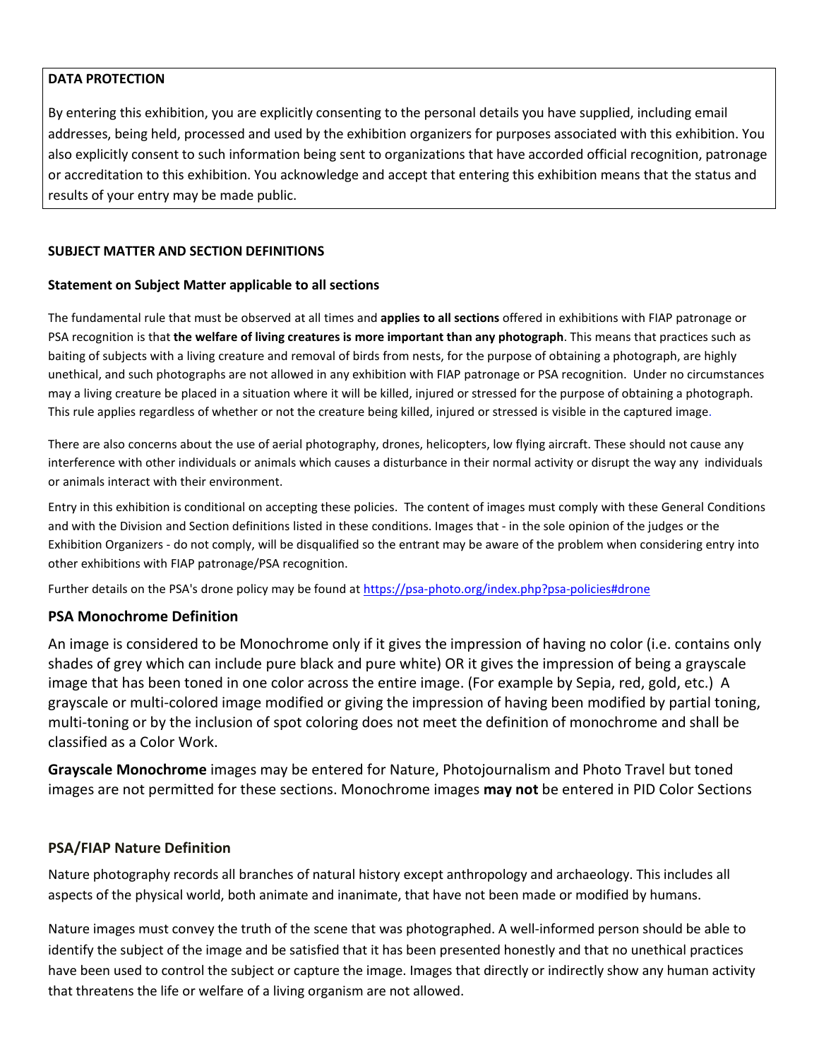**DATA PROTECTION**

By entering this exhibition, you are explicitly consenting to the personal details you have supplied, including email addresses, being held, processed and used by the exhibition organizers for purposes associated with this exhibition. You also explicitly consent to such information being sent to organizations that have accorded official recognition, patronage or accreditation to this exhibition. You acknowledge and accept that entering this exhibition means that the status and results of your entry may be made public.

**SUBJECT MATTER AND SECTION DEFINITIONS**

**Statement on Subject Matter applicable to all sections**

The fundamental rule that must be observed at all times and **applies to all sections** offered in exhibitions with FIAP patronage or PSA recognition is that **the welfare of living creatures is more important than any photograph**. This means that practices such as baiting of subjects with a living creature and removal of birds from nests, for the purpose of obtaining a photograph, are highly unethical, and such photographs are not allowed in any exhibition with FIAP patronage or PSA recognition. Under no circumstances may a living creature be placed in a situation where it will be killed, injured or stressed for the purpose of obtaining a photograph. This rule applies regardless of whether or not the creature being killed, injured or stressed is visible in the captured image.

There are also concerns about the use of aerial photography, drones, helicopters, low flying aircraft. These should not cause any interference with other individuals or animals which causes a disturbance in their normal activity or disrupt the way any individuals or animals interact with their environment.

Entry in this exhibition is conditional on accepting these policies. The content of images must comply with these General Conditions and with the Division and Section definitions listed in these conditions. Images that - in the sole opinion of the judges or the Exhibition Organizers - do not comply, will be disqualified so the entrant may be aware of the problem when considering entry into other exhibitions with FIAP patronage/PSA recognition.

Further details on the PSA's drone policy may be found at https://psa-photo.org/index.php?psa-policies#drone

## PSA Monochrome Definition

An image is considered to be Monochrome only if it gives the impression of having no color (i.e. contains only shades of grey which can include pure black and pure white) OR it gives the impression of being a grayscale image that has been toned in one color across the entire image. (For example by Sepia, red, gold, etc.) A grayscale or multi-colored image modified or giving the impression of having been modified by partial toning, multi-toning or by the inclusion of spot coloring does not meet the definition of monochrome and shall be classified as a Color Work.

**Grayscale Monochrome** images may be entered for Nature, Photojournalism and Photo Travel but toned images are not permitted for these sections. Monochrome images **may not** be entered in PID Color Sections

## PSA/FIAP Nature Definition

Nature photography records all branches of natural history except anthropology and archaeology. This includes all aspects of the physical world, both animate and inanimate, that have not been made or modified by humans.

Nature images must convey the truth of the scene that was photographed. A well-informed person should be able to identify the subject of the image and be satisfied that it has been presented honestly and that no unethical practices have been used to control the subject or capture the image. Images that directly or indirectly show any human activity that threatens the life or welfare of a living organism are not allowed.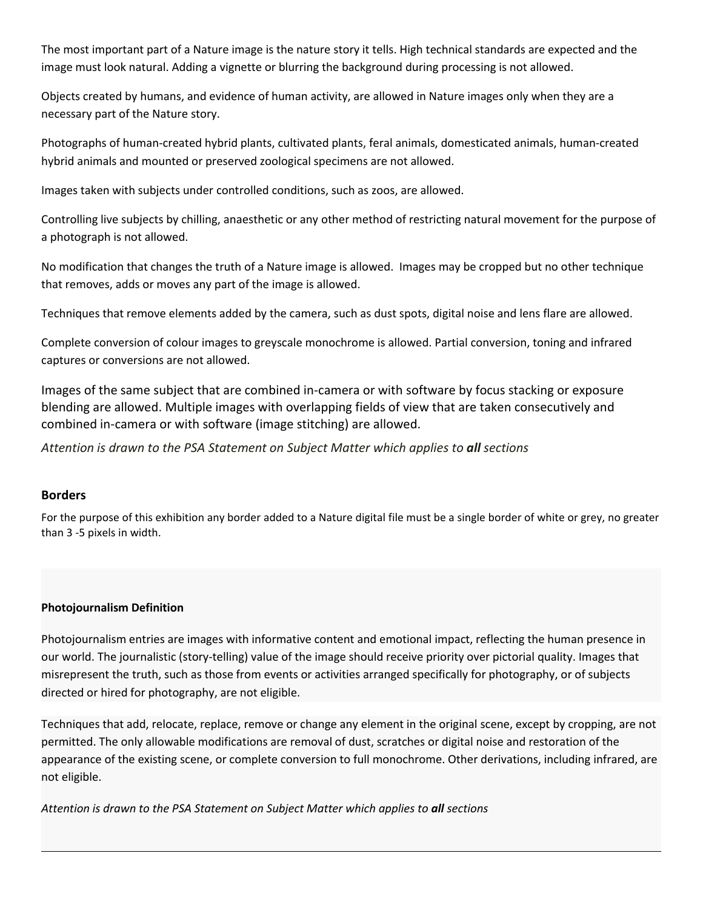The most important part of a Nature image is the nature story it tells. High technical standards are expected and the image must look natural. Adding a vignette or blurring the background during processing is not allowed.

Objects created by humans, and evidence of human activity, are allowed in Nature images only when they are a necessary part of the Nature story.

Photographs of human-created hybrid plants, cultivated plants, feral animals, domesticated animals, human-created hybrid animals and mounted or preserved zoological specimens are not allowed.

Images taken with subjects under controlled conditions, such as zoos, are allowed.

Controlling live subjects by chilling, anaesthetic or any other method of restricting natural movement for the purpose of a photograph is not allowed.

No modification that changes the truth of a Nature image is allowed. Images may be cropped but no other technique that removes, adds or moves any part of the image is allowed.

Techniques that remove elements added by the camera, such as dust spots, digital noise and lens flare are allowed.

Complete conversion of colour images to greyscale monochrome is allowed. Partial conversion, toning and infrared captures or conversions are not allowed.

Images of the same subject that are combined in-camera or with software by focus stacking or exposure blending are allowed. Multiple images with overlapping fields of view that are taken consecutively and combined in-camera or with software (image stitching) are allowed.

*Attention is drawn to the PSA Statement on Subject Matter which applies to **all** sections*

### Borders

For the purpose of this exhibition any border added to a Nature digital file must be a single border of white or grey, no greater than 3 -5 pixels in width.

#### Photojournalism Definition

Photojournalism entries are images with informative content and emotional impact, reflecting the human presence in our world. The journalistic (story-telling) value of the image should receive priority over pictorial quality. Images that misrepresent the truth, such as those from events or activities arranged specifically for photography, or of subjects directed or hired for photography, are not eligible.

Techniques that add, relocate, replace, remove or change any element in the original scene, except by cropping, are not permitted. The only allowable modifications are removal of dust, scratches or digital noise and restoration of the appearance of the existing scene, or complete conversion to full monochrome. Other derivations, including infrared, are not eligible.

*Attention is drawn to the PSA Statement on Subject Matter which applies to **all** sections*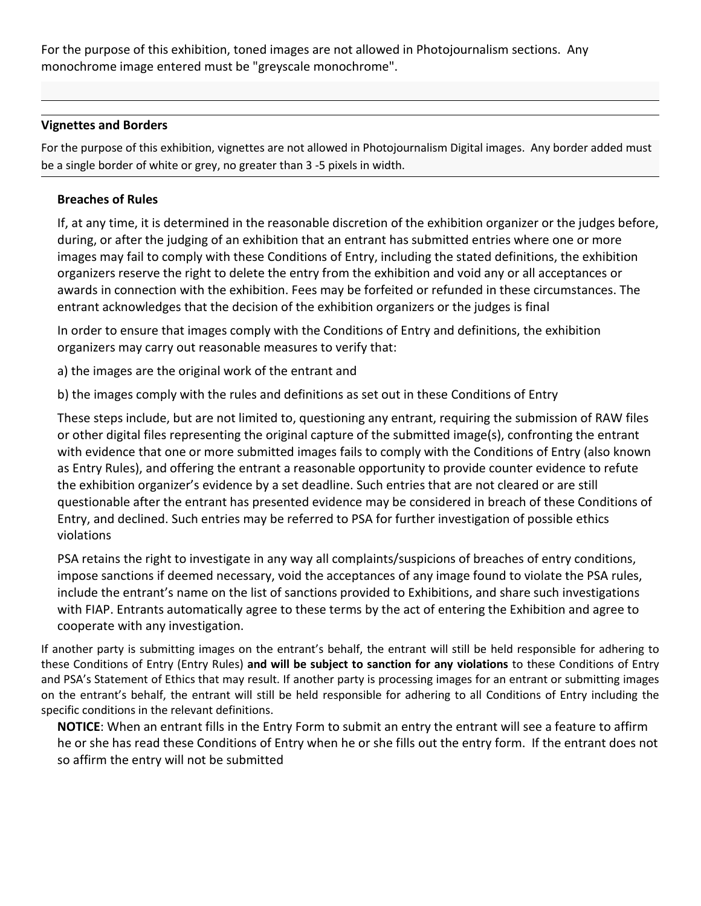For the purpose of this exhibition, toned images are not allowed in Photojournalism sections. Any monochrome image entered must be "greyscale monochrome".

### Vignettes and Borders

For the purpose of this exhibition, vignettes are not allowed in Photojournalism Digital images. Any border added must be a single border of white or grey, no greater than 3 -5 pixels in width.

### Breaches of Rules

If, at any time, it is determined in the reasonable discretion of the exhibition organizer or the judges before, during, or after the judging of an exhibition that an entrant has submitted entries where one or more images may fail to comply with these Conditions of Entry, including the stated definitions, the exhibition organizers reserve the right to delete the entry from the exhibition and void any or all acceptances or awards in connection with the exhibition. Fees may be forfeited or refunded in these circumstances. The entrant acknowledges that the decision of the exhibition organizers or the judges is final

In order to ensure that images comply with the Conditions of Entry and definitions, the exhibition organizers may carry out reasonable measures to verify that:

a) the images are the original work of the entrant and

b) the images comply with the rules and definitions as set out in these Conditions of Entry

These steps include, but are not limited to, questioning any entrant, requiring the submission of RAW files or other digital files representing the original capture of the submitted image(s), confronting the entrant with evidence that one or more submitted images fails to comply with the Conditions of Entry (also known as Entry Rules), and offering the entrant a reasonable opportunity to provide counter evidence to refute the exhibition organizer's evidence by a set deadline. Such entries that are not cleared or are still questionable after the entrant has presented evidence may be considered in breach of these Conditions of Entry, and declined. Such entries may be referred to PSA for further investigation of possible ethics violations

PSA retains the right to investigate in any way all complaints/suspicions of breaches of entry conditions, impose sanctions if deemed necessary, void the acceptances of any image found to violate the PSA rules, include the entrant's name on the list of sanctions provided to Exhibitions, and share such investigations with FIAP. Entrants automatically agree to these terms by the act of entering the Exhibition and agree to cooperate with any investigation.

If another party is submitting images on the entrant's behalf, the entrant will still be held responsible for adhering to these Conditions of Entry (Entry Rules) **and will be subject to sanction for any violations** to these Conditions of Entry and PSA's Statement of Ethics that may result. If another party is processing images for an entrant or submitting images on the entrant's behalf, the entrant will still be held responsible for adhering to all Conditions of Entry including the specific conditions in the relevant definitions.

**NOTICE**: When an entrant fills in the Entry Form to submit an entry the entrant will see a feature to affirm he or she has read these Conditions of Entry when he or she fills out the entry form. If the entrant does not so affirm the entry will not be submitted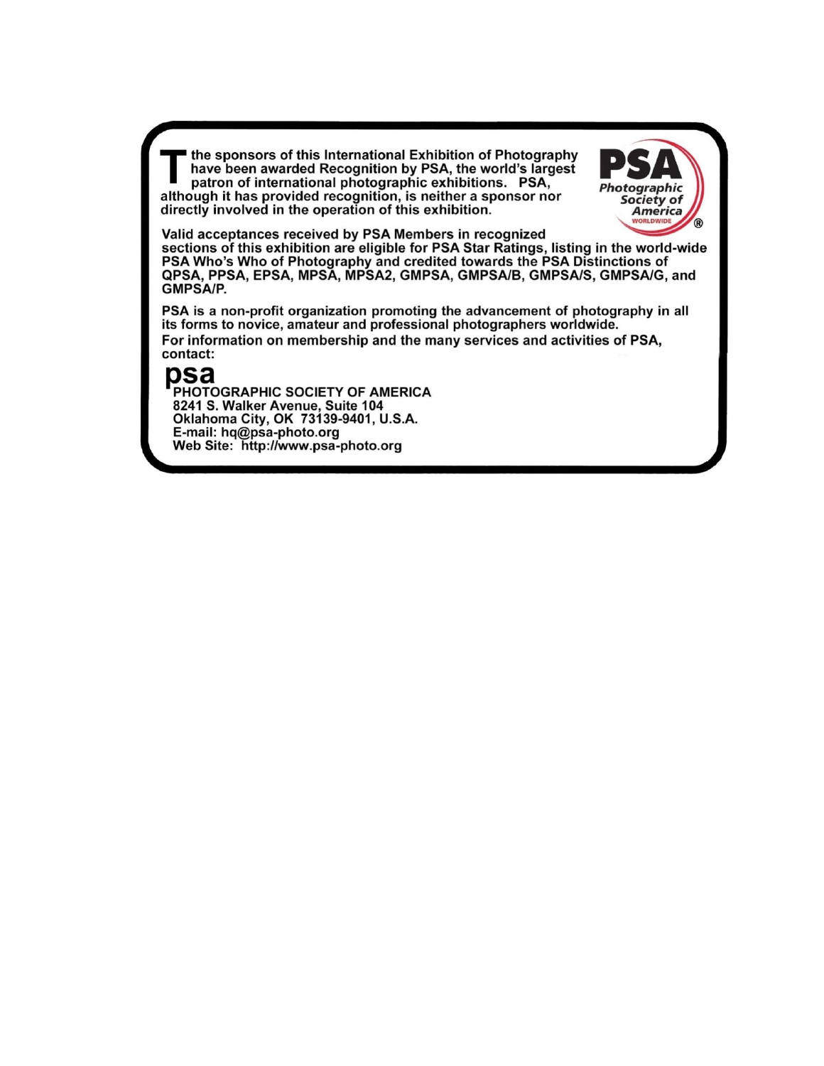The sponsors of this International Exhibition of Photography have been awarded Recognition by PSA, the world's largest patron of international photographic exhibitions. PSA, although it has provided recognition, is neither a sponsor nor directly involved in the operation of this exhibition.

PSA
Photographic Society of America
WORLDWIDE ®

Valid acceptances received by PSA Members in recognized sections of this exhibition are eligible for PSA Star Ratings, listing in the world-wide PSA Who's Who of Photography and credited towards the PSA Distinctions of QPSA, PPSA, EPSA, MPSA, MPSA2, GMPSA, GMPSA/B, GMPSA/S, GMPSA/G, and GMPSA/P.

PSA is a non-profit organization promoting the advancement of photography in all its forms to novice, amateur and professional photographers worldwide.

For information on membership and the many services and activities of PSA, contact:

**psa**
PHOTOGRAPHIC SOCIETY OF AMERICA
8241 S. Walker Avenue, Suite 104
Oklahoma City, OK 73139-9401, U.S.A.
E-mail: hq@psa-photo.org
Web Site: http://www.psa-photo.org